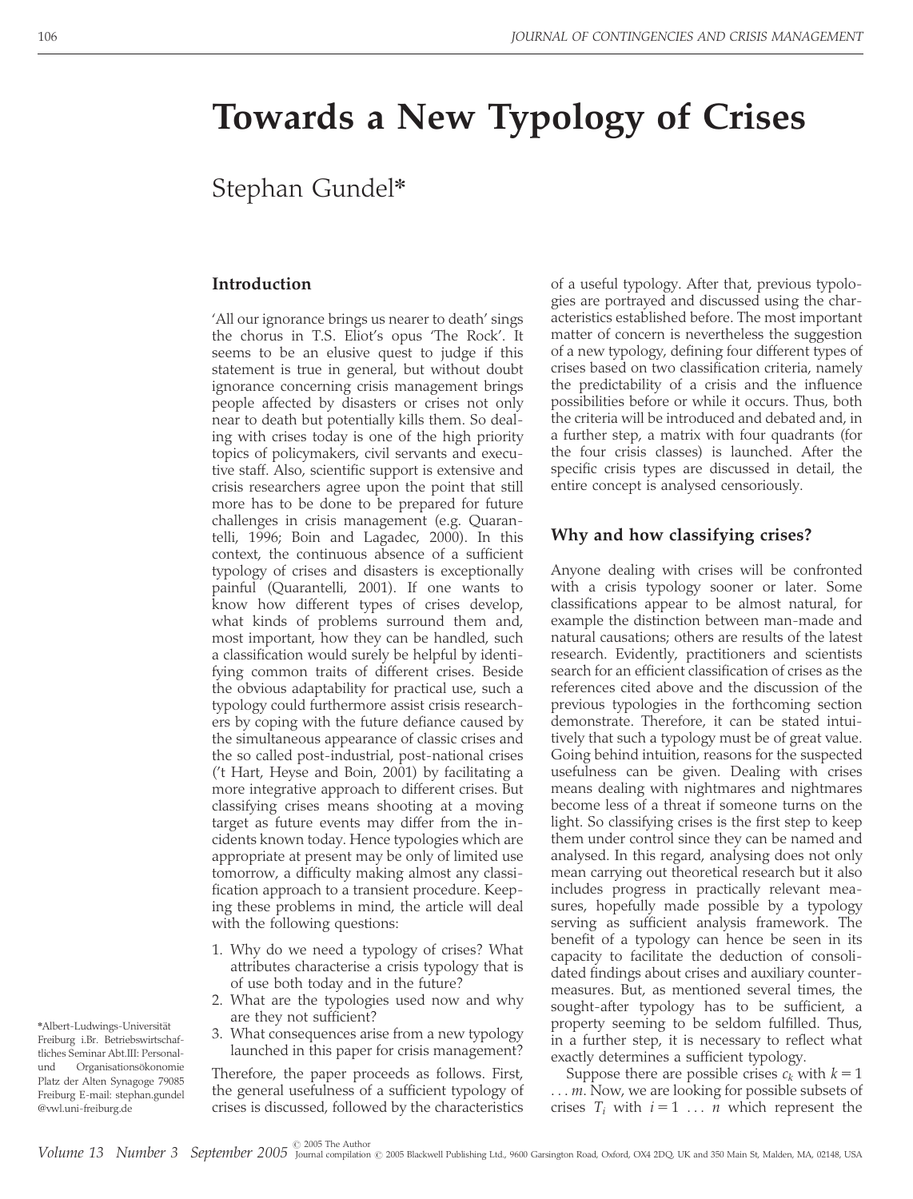# Towards a New Typology of Crises

Stephan Gundel*

## Introduction

'All our ignorance brings us nearer to death' sings the chorus in T.S. Eliot's opus 'The Rock'. It seems to be an elusive quest to judge if this statement is true in general, but without doubt ignorance concerning crisis management brings people affected by disasters or crises not only near to death but potentially kills them. So dealing with crises today is one of the high priority topics of policymakers, civil servants and executive staff. Also, scientific support is extensive and crisis researchers agree upon the point that still more has to be done to be prepared for future challenges in crisis management (e.g. Quarantelli, 1996; Boin and Lagadec, 2000). In this context, the continuous absence of a sufficient typology of crises and disasters is exceptionally painful (Quarantelli, 2001). If one wants to know how different types of crises develop, what kinds of problems surround them and, most important, how they can be handled, such a classification would surely be helpful by identifying common traits of different crises. Beside the obvious adaptability for practical use, such a typology could furthermore assist crisis researchers by coping with the future defiance caused by the simultaneous appearance of classic crises and the so called post-industrial, post-national crises ('t Hart, Heyse and Boin, 2001) by facilitating a more integrative approach to different crises. But classifying crises means shooting at a moving target as future events may differ from the incidents known today. Hence typologies which are appropriate at present may be only of limited use tomorrow, a difficulty making almost any classification approach to a transient procedure. Keeping these problems in mind, the article will deal with the following questions:

1. Why do we need a typology of crises? What attributes characterise a crisis typology that is of use both today and in the future?
2. What are the typologies used now and why are they not sufficient?
3. What consequences arise from a new typology launched in this paper for crisis management?

Therefore, the paper proceeds as follows. First, the general usefulness of a sufficient typology of crises is discussed, followed by the characteristics of a useful typology. After that, previous typologies are portrayed and discussed using the characteristics established before. The most important matter of concern is nevertheless the suggestion of a new typology, defining four different types of crises based on two classification criteria, namely the predictability of a crisis and the influence possibilities before or while it occurs. Thus, both the criteria will be introduced and debated and, in a further step, a matrix with four quadrants (for the four crisis classes) is launched. After the specific crisis types are discussed in detail, the entire concept is analysed censoriously.

## Why and how classifying crises?

Anyone dealing with crises will be confronted with a crisis typology sooner or later. Some classifications appear to be almost natural, for example the distinction between man-made and natural causations; others are results of the latest research. Evidently, practitioners and scientists search for an efficient classification of crises as the references cited above and the discussion of the previous typologies in the forthcoming section demonstrate. Therefore, it can be stated intuitively that such a typology must be of great value. Going behind intuition, reasons for the suspected usefulness can be given. Dealing with crises means dealing with nightmares and nightmares become less of a threat if someone turns on the light. So classifying crises is the first step to keep them under control since they can be named and analysed. In this regard, analysing does not only mean carrying out theoretical research but it also includes progress in practically relevant measures, hopefully made possible by a typology serving as sufficient analysis framework. The benefit of a typology can hence be seen in its capacity to facilitate the deduction of consolidated findings about crises and auxiliary countermeasures. But, as mentioned several times, the sought-after typology has to be sufficient, a property seeming to be seldom fulfilled. Thus, in a further step, it is necessary to reflect what exactly determines a sufficient typology.

Suppose there are possible crises $c_k$ with $k = 1 \dots m$. Now, we are looking for possible subsets of crises $T_i$ with $i = 1 \dots n$ which represent the

*Albert-Ludwings-Universität Freiburg i.Br. Betriebswirtschaftliches Seminar Abt.III: Personal- und Organisationsökonomie Platz der Alten Synagoge 79085 Freiburg E-mail: stephan.gundel@vwl.uni-freiburg.de

© 2005 The Author
Journal compilation © 2005 Blackwell Publishing Ltd., 9600 Garsington Road, Oxford, OX4 2DQ, UK and 350 Main St, Malden, MA, 02148, USA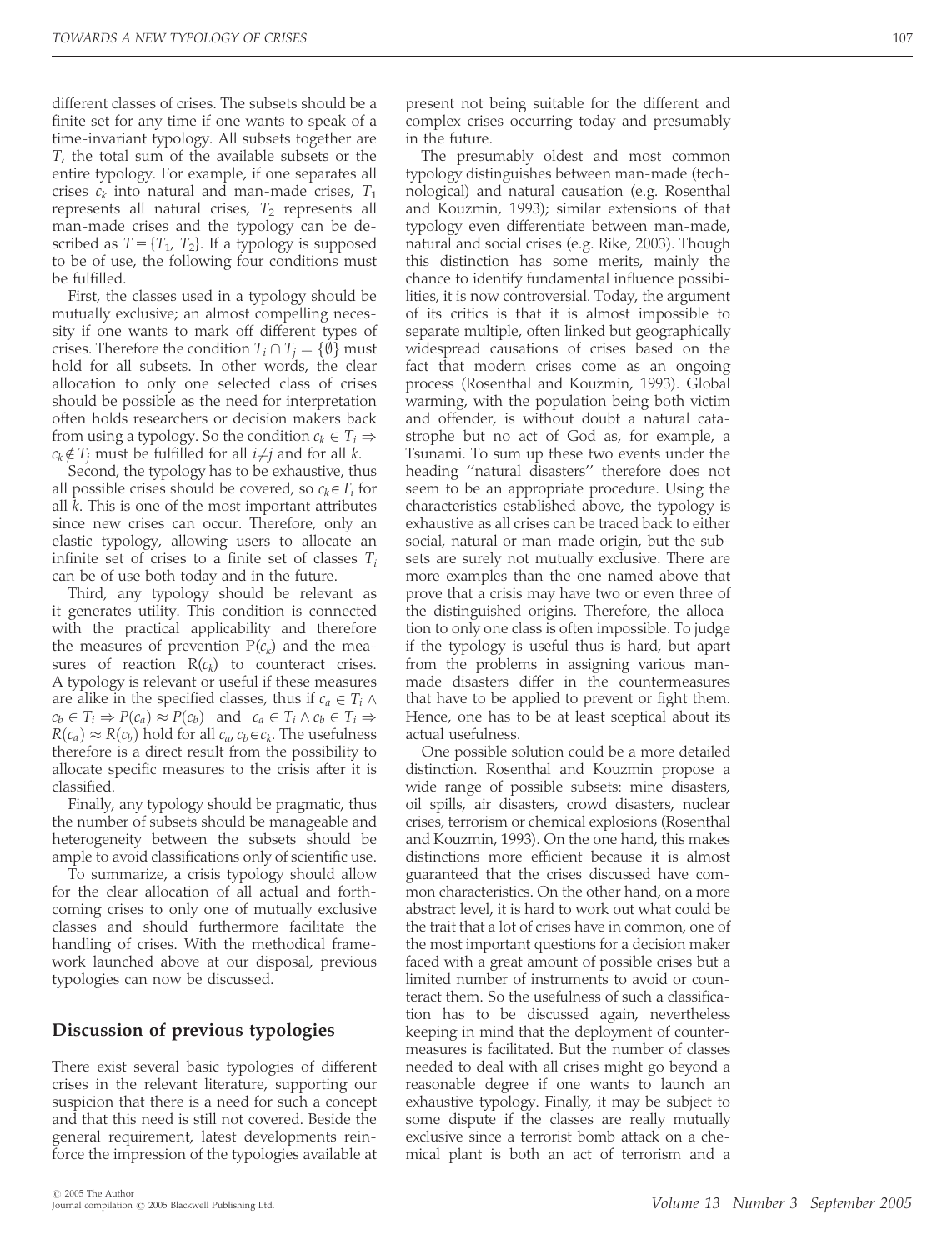different classes of crises. The subsets should be a finite set for any time if one wants to speak of a time-invariant typology. All subsets together are $T$, the total sum of the available subsets or the entire typology. For example, if one separates all crises $c_k$ into natural and man-made crises, $T_1$ represents all natural crises, $T_2$ represents all man-made crises and the typology can be described as $T = \{T_1, T_2\}$. If a typology is supposed to be of use, the following four conditions must be fulfilled.

First, the classes used in a typology should be mutually exclusive; an almost compelling necessity if one wants to mark off different types of crises. Therefore the condition $T_i \cap T_j = \{\emptyset\}$ must hold for all subsets. In other words, the clear allocation to only one selected class of crises should be possible as the need for interpretation often holds researchers or decision makers back from using a typology. So the condition $c_k \in T_i \Rightarrow c_k \notin T_j$ must be fulfilled for all $i \neq j$ and for all $k$.

Second, the typology has to be exhaustive, thus all possible crises should be covered, so $c_k \in T_i$ for all $k$. This is one of the most important attributes since new crises can occur. Therefore, only an elastic typology, allowing users to allocate an infinite set of crises to a finite set of classes $T_i$ can be of use both today and in the future.

Third, any typology should be relevant as it generates utility. This condition is connected with the practical applicability and therefore the measures of prevention $P(c_k)$ and the measures of reaction $R(c_k)$ to counteract crises. A typology is relevant or useful if these measures are alike in the specified classes, thus if $c_a \in T_i \wedge c_b \in T_i \Rightarrow P(c_a) \approx P(c_b)$ and $c_a \in T_i \wedge c_b \in T_i \Rightarrow R(c_a) \approx R(c_b)$ hold for all $c_a, c_b \in c_k$. The usefulness therefore is a direct result from the possibility to allocate specific measures to the crisis after it is classified.

Finally, any typology should be pragmatic, thus the number of subsets should be manageable and heterogeneity between the subsets should be ample to avoid classifications only of scientific use.

To summarize, a crisis typology should allow for the clear allocation of all actual and forthcoming crises to only one of mutually exclusive classes and should furthermore facilitate the handling of crises. With the methodical framework launched above at our disposal, previous typologies can now be discussed.

## Discussion of previous typologies

There exist several basic typologies of different crises in the relevant literature, supporting our suspicion that there is a need for such a concept and that this need is still not covered. Beside the general requirement, latest developments reinforce the impression of the typologies available at present not being suitable for the different and complex crises occurring today and presumably in the future.

The presumably oldest and most common typology distinguishes between man-made (technological) and natural causation (e.g. Rosenthal and Kouzmin, 1993); similar extensions of that typology even differentiate between man-made, natural and social crises (e.g. Rike, 2003). Though this distinction has some merits, mainly the chance to identify fundamental influence possibilities, it is now controversial. Today, the argument of its critics is that it is almost impossible to separate multiple, often linked but geographically widespread causations of crises based on the fact that modern crises come as an ongoing process (Rosenthal and Kouzmin, 1993). Global warming, with the population being both victim and offender, is without doubt a natural catastrophe but no act of God as, for example, a Tsunami. To sum up these two events under the heading ''natural disasters'' therefore does not seem to be an appropriate procedure. Using the characteristics established above, the typology is exhaustive as all crises can be traced back to either social, natural or man-made origin, but the subsets are surely not mutually exclusive. There are more examples than the one named above that prove that a crisis may have two or even three of the distinguished origins. Therefore, the allocation to only one class is often impossible. To judge if the typology is useful thus is hard, but apart from the problems in assigning various man-made disasters differ in the countermeasures that have to be applied to prevent or fight them. Hence, one has to be at least sceptical about its actual usefulness.

One possible solution could be a more detailed distinction. Rosenthal and Kouzmin propose a wide range of possible subsets: mine disasters, oil spills, air disasters, crowd disasters, nuclear crises, terrorism or chemical explosions (Rosenthal and Kouzmin, 1993). On the one hand, this makes distinctions more efficient because it is almost guaranteed that the crises discussed have common characteristics. On the other hand, on a more abstract level, it is hard to work out what could be the trait that a lot of crises have in common, one of the most important questions for a decision maker faced with a great amount of possible crises but a limited number of instruments to avoid or counteract them. So the usefulness of such a classification has to be discussed again, nevertheless keeping in mind that the deployment of countermeasures is facilitated. But the number of classes needed to deal with all crises might go beyond a reasonable degree if one wants to launch an exhaustive typology. Finally, it may be subject to some dispute if the classes are really mutually exclusive since a terrorist bomb attack on a chemical plant is both an act of terrorism and a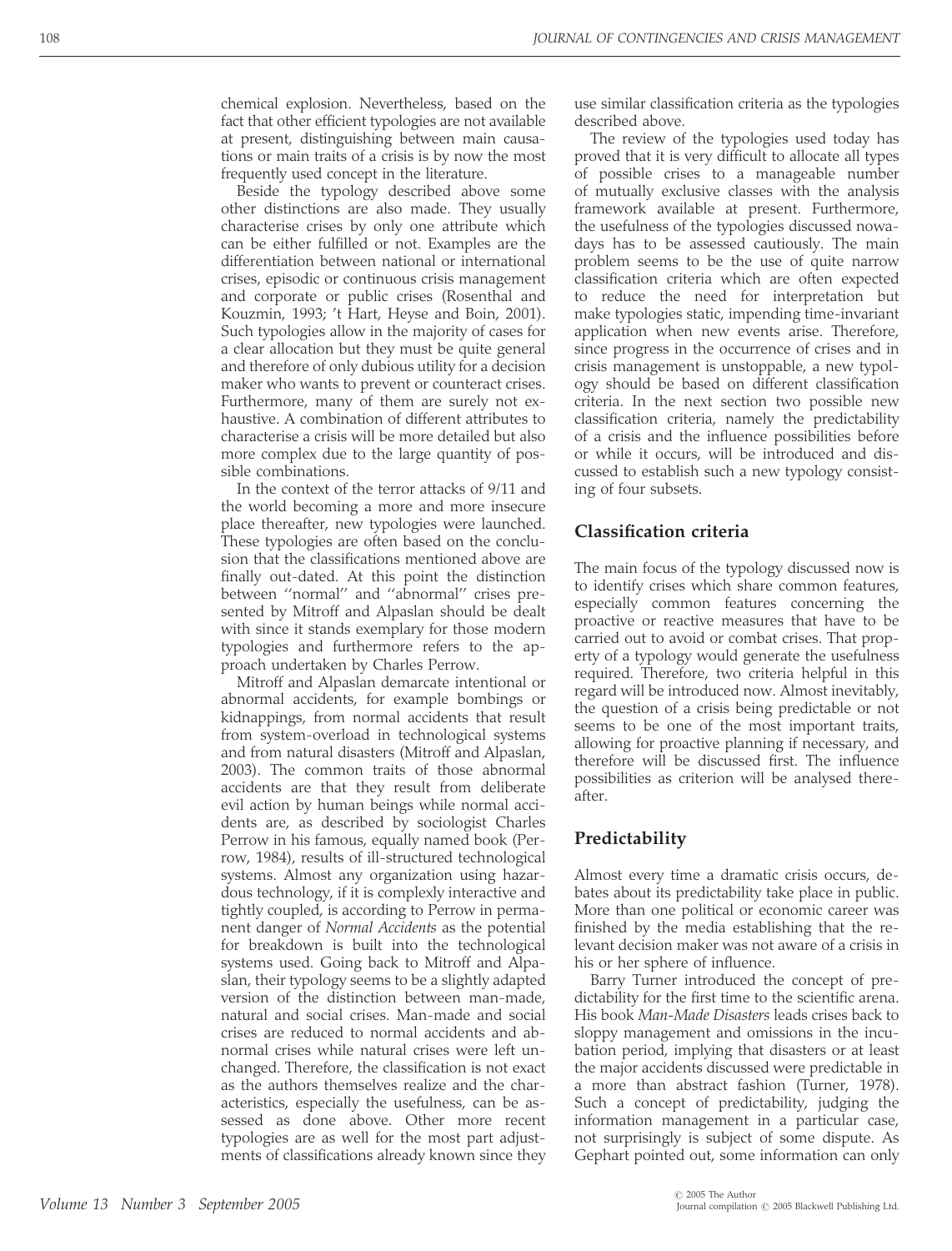chemical explosion. Nevertheless, based on the fact that other efficient typologies are not available at present, distinguishing between main causations or main traits of a crisis is by now the most frequently used concept in the literature.

Beside the typology described above some other distinctions are also made. They usually characterise crises by only one attribute which can be either fulfilled or not. Examples are the differentiation between national or international crises, episodic or continuous crisis management and corporate or public crises (Rosenthal and Kouzmin, 1993; 't Hart, Heyse and Boin, 2001). Such typologies allow in the majority of cases for a clear allocation but they must be quite general and therefore of only dubious utility for a decision maker who wants to prevent or counteract crises. Furthermore, many of them are surely not exhaustive. A combination of different attributes to characterise a crisis will be more detailed but also more complex due to the large quantity of possible combinations.

In the context of the terror attacks of 9/11 and the world becoming a more and more insecure place thereafter, new typologies were launched. These typologies are often based on the conclusion that the classifications mentioned above are finally out-dated. At this point the distinction between ''normal'' and ''abnormal'' crises presented by Mitroff and Alpaslan should be dealt with since it stands exemplary for those modern typologies and furthermore refers to the approach undertaken by Charles Perrow.

Mitroff and Alpaslan demarcate intentional or abnormal accidents, for example bombings or kidnappings, from normal accidents that result from system-overload in technological systems and from natural disasters (Mitroff and Alpaslan, 2003). The common traits of those abnormal accidents are that they result from deliberate evil action by human beings while normal accidents are, as described by sociologist Charles Perrow in his famous, equally named book (Perrow, 1984), results of ill-structured technological systems. Almost any organization using hazardous technology, if it is complexly interactive and tightly coupled, is according to Perrow in permanent danger of *Normal Accidents* as the potential for breakdown is built into the technological systems used. Going back to Mitroff and Alpaslan, their typology seems to be a slightly adapted version of the distinction between man-made, natural and social crises. Man-made and social crises are reduced to normal accidents and abnormal crises while natural crises were left unchanged. Therefore, the classification is not exact as the authors themselves realize and the characteristics, especially the usefulness, can be assessed as done above. Other more recent typologies are as well for the most part adjustments of classifications already known since they use similar classification criteria as the typologies described above.

The review of the typologies used today has proved that it is very difficult to allocate all types of possible crises to a manageable number of mutually exclusive classes with the analysis framework available at present. Furthermore, the usefulness of the typologies discussed nowadays has to be assessed cautiously. The main problem seems to be the use of quite narrow classification criteria which are often expected to reduce the need for interpretation but make typologies static, impending time-invariant application when new events arise. Therefore, since progress in the occurrence of crises and in crisis management is unstoppable, a new typology should be based on different classification criteria. In the next section two possible new classification criteria, namely the predictability of a crisis and the influence possibilities before or while it occurs, will be introduced and discussed to establish such a new typology consisting of four subsets.

## Classification criteria

The main focus of the typology discussed now is to identify crises which share common features, especially common features concerning the proactive or reactive measures that have to be carried out to avoid or combat crises. That property of a typology would generate the usefulness required. Therefore, two criteria helpful in this regard will be introduced now. Almost inevitably, the question of a crisis being predictable or not seems to be one of the most important traits, allowing for proactive planning if necessary, and therefore will be discussed first. The influence possibilities as criterion will be analysed thereafter.

## Predictability

Almost every time a dramatic crisis occurs, debates about its predictability take place in public. More than one political or economic career was finished by the media establishing that the relevant decision maker was not aware of a crisis in his or her sphere of influence.

Barry Turner introduced the concept of predictability for the first time to the scientific arena. His book *Man-Made Disasters* leads crises back to sloppy management and omissions in the incubation period, implying that disasters or at least the major accidents discussed were predictable in a more than abstract fashion (Turner, 1978). Such a concept of predictability, judging the information management in a particular case, not surprisingly is subject of some dispute. As Gephart pointed out, some information can only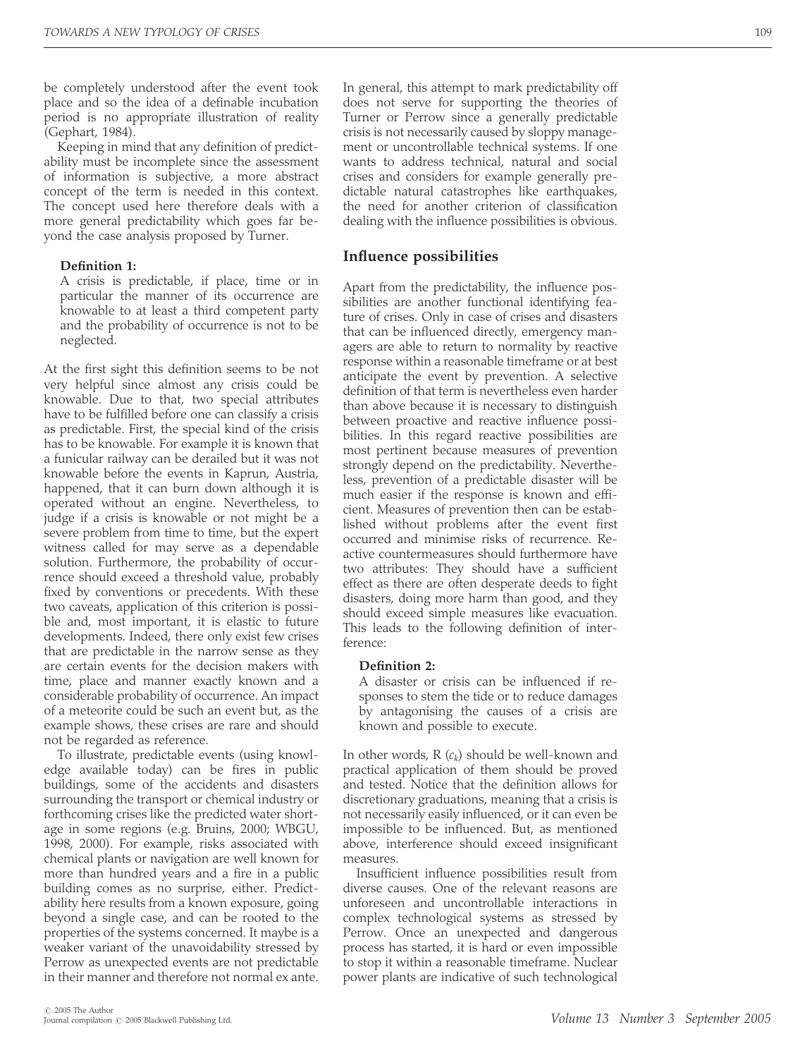be completely understood after the event took place and so the idea of a definable incubation period is no appropriate illustration of reality (Gephart, 1984).

Keeping in mind that any definition of predictability must be incomplete since the assessment of information is subjective, a more abstract concept of the term is needed in this context. The concept used here therefore deals with a more general predictability which goes far beyond the case analysis proposed by Turner.

> **Definition 1:**
> A crisis is predictable, if place, time or in particular the manner of its occurrence are knowable to at least a third competent party and the probability of occurrence is not to be neglected.

At the first sight this definition seems to be not very helpful since almost any crisis could be knowable. Due to that, two special attributes have to be fulfilled before one can classify a crisis as predictable. First, the special kind of the crisis has to be knowable. For example it is known that a funicular railway can be derailed but it was not knowable before the events in Kaprun, Austria, happened, that it can burn down although it is operated without an engine. Nevertheless, to judge if a crisis is knowable or not might be a severe problem from time to time, but the expert witness called for may serve as a dependable solution. Furthermore, the probability of occurrence should exceed a threshold value, probably fixed by conventions or precedents. With these two caveats, application of this criterion is possible and, most important, it is elastic to future developments. Indeed, there only exist few crises that are predictable in the narrow sense as they are certain events for the decision makers with time, place and manner exactly known and a considerable probability of occurrence. An impact of a meteorite could be such an event but, as the example shows, these crises are rare and should not be regarded as reference.

To illustrate, predictable events (using knowledge available today) can be fires in public buildings, some of the accidents and disasters surrounding the transport or chemical industry or forthcoming crises like the predicted water shortage in some regions (e.g. Bruins, 2000; WBGU, 1998, 2000). For example, risks associated with chemical plants or navigation are well known for more than hundred years and a fire in a public building comes as no surprise, either. Predictability here results from a known exposure, going beyond a single case, and can be rooted to the properties of the systems concerned. It maybe is a weaker variant of the unavoidability stressed by Perrow as unexpected events are not predictable in their manner and therefore not normal ex ante. In general, this attempt to mark predictability off does not serve for supporting the theories of Turner or Perrow since a generally predictable crisis is not necessarily caused by sloppy management or uncontrollable technical systems. If one wants to address technical, natural and social crises and considers for example generally predictable natural catastrophes like earthquakes, the need for another criterion of classification dealing with the influence possibilities is obvious.

## Influence possibilities

Apart from the predictability, the influence possibilities are another functional identifying feature of crises. Only in case of crises and disasters that can be influenced directly, emergency managers are able to return to normality by reactive response within a reasonable timeframe or at best anticipate the event by prevention. A selective definition of that term is nevertheless even harder than above because it is necessary to distinguish between proactive and reactive influence possibilities. In this regard reactive possibilities are most pertinent because measures of prevention strongly depend on the predictability. Nevertheless, prevention of a predictable disaster will be much easier if the response is known and efficient. Measures of prevention then can be established without problems after the event first occurred and minimise risks of recurrence. Reactive countermeasures should furthermore have two attributes: They should have a sufficient effect as there are often desperate deeds to fight disasters, doing more harm than good, and they should exceed simple measures like evacuation. This leads to the following definition of interference:

> **Definition 2:**
> A disaster or crisis can be influenced if responses to stem the tide or to reduce damages by antagonising the causes of a crisis are known and possible to execute.

In other words, $R(c_k)$ should be well-known and practical application of them should be proved and tested. Notice that the definition allows for discretionary graduations, meaning that a crisis is not necessarily easily influenced, or it can even be impossible to be influenced. But, as mentioned above, interference should exceed insignificant measures.

Insufficient influence possibilities result from diverse causes. One of the relevant reasons are unforeseen and uncontrollable interactions in complex technological systems as stressed by Perrow. Once an unexpected and dangerous process has started, it is hard or even impossible to stop it within a reasonable timeframe. Nuclear power plants are indicative of such technological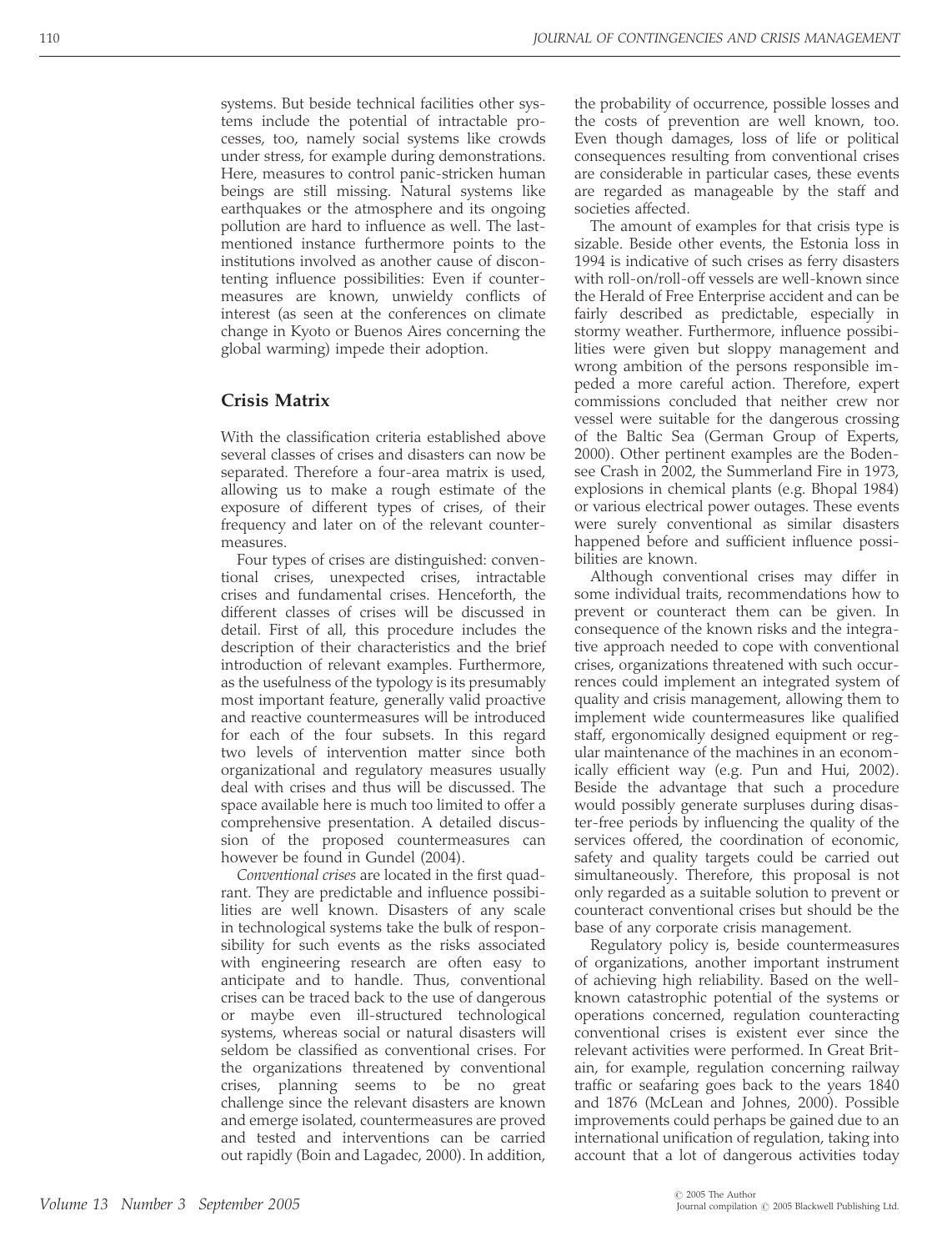systems. But beside technical facilities other systems include the potential of intractable processes, too, namely social systems like crowds under stress, for example during demonstrations. Here, measures to control panic-stricken human beings are still missing. Natural systems like earthquakes or the atmosphere and its ongoing pollution are hard to influence as well. The last-mentioned instance furthermore points to the institutions involved as another cause of discontenting influence possibilities: Even if countermeasures are known, unwieldy conflicts of interest (as seen at the conferences on climate change in Kyoto or Buenos Aires concerning the global warming) impede their adoption.

## Crisis Matrix

With the classification criteria established above several classes of crises and disasters can now be separated. Therefore a four-area matrix is used, allowing us to make a rough estimate of the exposure of different types of crises, of their frequency and later on of the relevant countermeasures.

Four types of crises are distinguished: conventional crises, unexpected crises, intractable crises and fundamental crises. Henceforth, the different classes of crises will be discussed in detail. First of all, this procedure includes the description of their characteristics and the brief introduction of relevant examples. Furthermore, as the usefulness of the typology is its presumably most important feature, generally valid proactive and reactive countermeasures will be introduced for each of the four subsets. In this regard two levels of intervention matter since both organizational and regulatory measures usually deal with crises and thus will be discussed. The space available here is much too limited to offer a comprehensive presentation. A detailed discussion of the proposed countermeasures can however be found in Gundel (2004).

*Conventional crises* are located in the first quadrant. They are predictable and influence possibilities are well known. Disasters of any scale in technological systems take the bulk of responsibility for such events as the risks associated with engineering research are often easy to anticipate and to handle. Thus, conventional crises can be traced back to the use of dangerous or maybe even ill-structured technological systems, whereas social or natural disasters will seldom be classified as conventional crises. For the organizations threatened by conventional crises, planning seems to be no great challenge since the relevant disasters are known and emerge isolated, countermeasures are proved and tested and interventions can be carried out rapidly (Boin and Lagadec, 2000). In addition, the probability of occurrence, possible losses and the costs of prevention are well known, too. Even though damages, loss of life or political consequences resulting from conventional crises are considerable in particular cases, these events are regarded as manageable by the staff and societies affected.

The amount of examples for that crisis type is sizable. Beside other events, the Estonia loss in 1994 is indicative of such crises as ferry disasters with roll-on/roll-off vessels are well-known since the Herald of Free Enterprise accident and can be fairly described as predictable, especially in stormy weather. Furthermore, influence possibilities were given but sloppy management and wrong ambition of the persons responsible impeded a more careful action. Therefore, expert commissions concluded that neither crew nor vessel were suitable for the dangerous crossing of the Baltic Sea (German Group of Experts, 2000). Other pertinent examples are the Bodensee Crash in 2002, the Summerland Fire in 1973, explosions in chemical plants (e.g. Bhopal 1984) or various electrical power outages. These events were surely conventional as similar disasters happened before and sufficient influence possibilities are known.

Although conventional crises may differ in some individual traits, recommendations how to prevent or counteract them can be given. In consequence of the known risks and the integrative approach needed to cope with conventional crises, organizations threatened with such occurrences could implement an integrated system of quality and crisis management, allowing them to implement wide countermeasures like qualified staff, ergonomically designed equipment or regular maintenance of the machines in an economically efficient way (e.g. Pun and Hui, 2002). Beside the advantage that such a procedure would possibly generate surpluses during disaster-free periods by influencing the quality of the services offered, the coordination of economic, safety and quality targets could be carried out simultaneously. Therefore, this proposal is not only regarded as a suitable solution to prevent or counteract conventional crises but should be the base of any corporate crisis management.

Regulatory policy is, beside countermeasures of organizations, another important instrument of achieving high reliability. Based on the well-known catastrophic potential of the systems or operations concerned, regulation counteracting conventional crises is existent ever since the relevant activities were performed. In Great Britain, for example, regulation concerning railway traffic or seafaring goes back to the years 1840 and 1876 (McLean and Johnes, 2000). Possible improvements could perhaps be gained due to an international unification of regulation, taking into account that a lot of dangerous activities today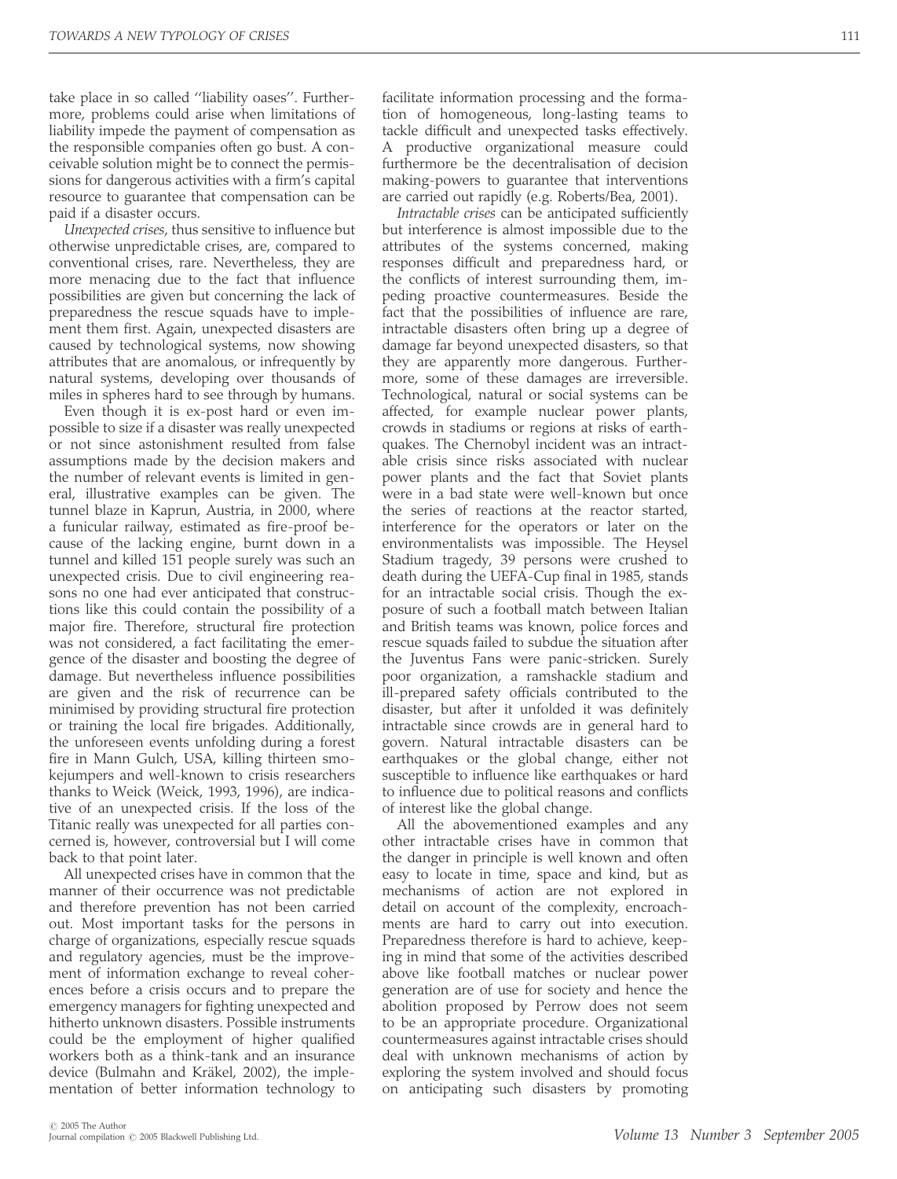take place in so called ''liability oases''. Furthermore, problems could arise when limitations of liability impede the payment of compensation as the responsible companies often go bust. A conceivable solution might be to connect the permissions for dangerous activities with a firm's capital resource to guarantee that compensation can be paid if a disaster occurs.

*Unexpected crises*, thus sensitive to influence but otherwise unpredictable crises, are, compared to conventional crises, rare. Nevertheless, they are more menacing due to the fact that influence possibilities are given but concerning the lack of preparedness the rescue squads have to implement them first. Again, unexpected disasters are caused by technological systems, now showing attributes that are anomalous, or infrequently by natural systems, developing over thousands of miles in spheres hard to see through by humans.

Even though it is ex-post hard or even impossible to size if a disaster was really unexpected or not since astonishment resulted from false assumptions made by the decision makers and the number of relevant events is limited in general, illustrative examples can be given. The tunnel blaze in Kaprun, Austria, in 2000, where a funicular railway, estimated as fire-proof because of the lacking engine, burnt down in a tunnel and killed 151 people surely was such an unexpected crisis. Due to civil engineering reasons no one had ever anticipated that constructions like this could contain the possibility of a major fire. Therefore, structural fire protection was not considered, a fact facilitating the emergence of the disaster and boosting the degree of damage. But nevertheless influence possibilities are given and the risk of recurrence can be minimised by providing structural fire protection or training the local fire brigades. Additionally, the unforeseen events unfolding during a forest fire in Mann Gulch, USA, killing thirteen smokejumpers and well-known to crisis researchers thanks to Weick (Weick, 1993, 1996), are indicative of an unexpected crisis. If the loss of the Titanic really was unexpected for all parties concerned is, however, controversial but I will come back to that point later.

All unexpected crises have in common that the manner of their occurrence was not predictable and therefore prevention has not been carried out. Most important tasks for the persons in charge of organizations, especially rescue squads and regulatory agencies, must be the improvement of information exchange to reveal coherences before a crisis occurs and to prepare the emergency managers for fighting unexpected and hitherto unknown disasters. Possible instruments could be the employment of higher qualified workers both as a think-tank and an insurance device (Bulmahn and Kräkel, 2002), the implementation of better information technology to facilitate information processing and the formation of homogeneous, long-lasting teams to tackle difficult and unexpected tasks effectively. A productive organizational measure could furthermore be the decentralisation of decision making-powers to guarantee that interventions are carried out rapidly (e.g. Roberts/Bea, 2001).

*Intractable crises* can be anticipated sufficiently but interference is almost impossible due to the attributes of the systems concerned, making responses difficult and preparedness hard, or the conflicts of interest surrounding them, impeding proactive countermeasures. Beside the fact that the possibilities of influence are rare, intractable disasters often bring up a degree of damage far beyond unexpected disasters, so that they are apparently more dangerous. Furthermore, some of these damages are irreversible. Technological, natural or social systems can be affected, for example nuclear power plants, crowds in stadiums or regions at risks of earthquakes. The Chernobyl incident was an intractable crisis since risks associated with nuclear power plants and the fact that Soviet plants were in a bad state were well-known but once the series of reactions at the reactor started, interference for the operators or later on the environmentalists was impossible. The Heysel Stadium tragedy, 39 persons were crushed to death during the UEFA-Cup final in 1985, stands for an intractable social crisis. Though the exposure of such a football match between Italian and British teams was known, police forces and rescue squads failed to subdue the situation after the Juventus Fans were panic-stricken. Surely poor organization, a ramshackle stadium and ill-prepared safety officials contributed to the disaster, but after it unfolded it was definitely intractable since crowds are in general hard to govern. Natural intractable disasters can be earthquakes or the global change, either not susceptible to influence like earthquakes or hard to influence due to political reasons and conflicts of interest like the global change.

All the abovementioned examples and any other intractable crises have in common that the danger in principle is well known and often easy to locate in time, space and kind, but as mechanisms of action are not explored in detail on account of the complexity, encroachments are hard to carry out into execution. Preparedness therefore is hard to achieve, keeping in mind that some of the activities described above like football matches or nuclear power generation are of use for society and hence the abolition proposed by Perrow does not seem to be an appropriate procedure. Organizational countermeasures against intractable crises should deal with unknown mechanisms of action by exploring the system involved and should focus on anticipating such disasters by promoting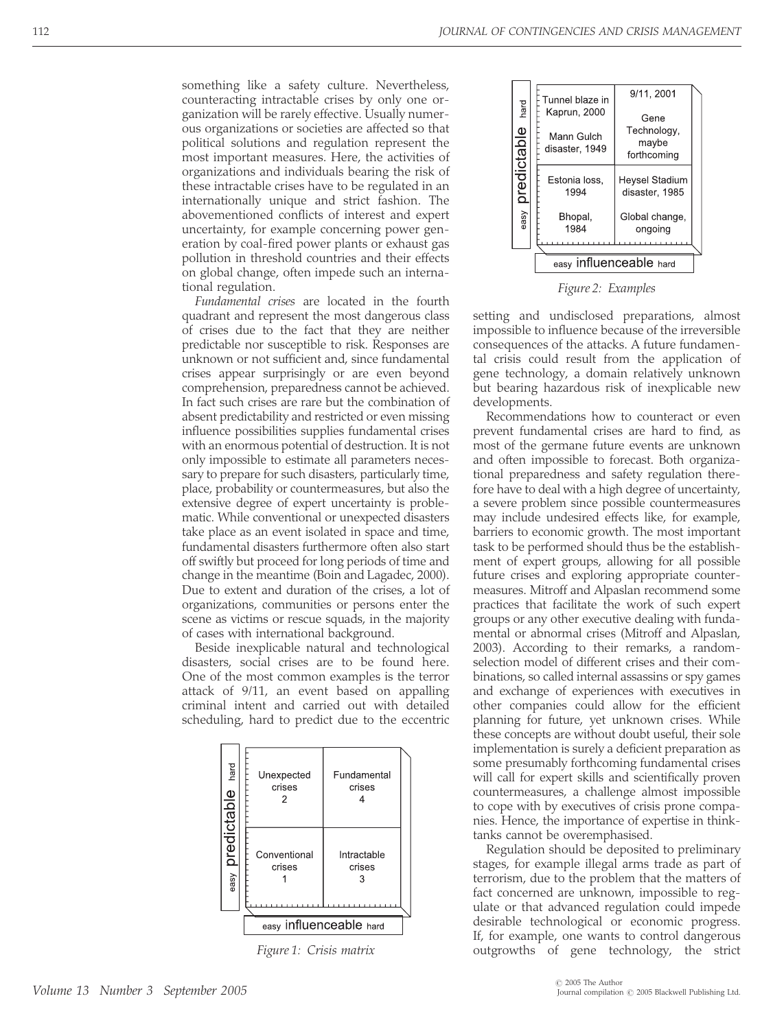something like a safety culture. Nevertheless, counteracting intractable crises by only one organization will be rarely effective. Usually numerous organizations or societies are affected so that political solutions and regulation represent the most important measures. Here, the activities of organizations and individuals bearing the risk of these intractable crises have to be regulated in an internationally unique and strict fashion. The abovementioned conflicts of interest and expert uncertainty, for example concerning power generation by coal-fired power plants or exhaust gas pollution in threshold countries and their effects on global change, often impede such an international regulation.

*Fundamental crises* are located in the fourth quadrant and represent the most dangerous class of crises due to the fact that they are neither predictable nor susceptible to risk. Responses are unknown or not sufficient and, since fundamental crises appear surprisingly or are even beyond comprehension, preparedness cannot be achieved. In fact such crises are rare but the combination of absent predictability and restricted or even missing influence possibilities supplies fundamental crises with an enormous potential of destruction. It is not only impossible to estimate all parameters necessary to prepare for such disasters, particularly time, place, probability or countermeasures, but also the extensive degree of expert uncertainty is problematic. While conventional or unexpected disasters take place as an event isolated in space and time, fundamental disasters furthermore often also start off swiftly but proceed for long periods of time and change in the meantime (Boin and Lagadec, 2000). Due to extent and duration of the crises, a lot of organizations, communities or persons enter the scene as victims or rescue squads, in the majority of cases with international background.

Beside inexplicable natural and technological disasters, social crises are to be found here. One of the most common examples is the terror attack of 9/11, an event based on appalling criminal intent and carried out with detailed scheduling, hard to predict due to the eccentric setting and undisclosed preparations, almost impossible to influence because of the irreversible consequences of the attacks. A future fundamental crisis could result from the application of gene technology, a domain relatively unknown but bearing hazardous risk of inexplicable new developments.

| predictable (easy → hard) / influenceable (easy → hard) | easy influenceable | hard influenceable |
| --- | --- | --- |
| hard predictable | Unexpected crises 2 | Fundamental crises 4 |
| easy predictable | Conventional crises 1 | Intractable crises 3 |

Figure 1: Crisis matrix

| predictable (easy → hard) / influenceable (easy → hard) | easy influenceable | hard influenceable |
| --- | --- | --- |
| hard predictable | Tunnel blaze in Kaprun, 2000; Mann Gulch disaster, 1949 | 9/11, 2001; Gene Technology, maybe forthcoming |
| easy predictable | Estonia loss, 1994; Bhopal, 1984 | Heysel Stadium disaster, 1985; Global change, ongoing |

Figure 2: Examples

Recommendations how to counteract or even prevent fundamental crises are hard to find, as most of the germane future events are unknown and often impossible to forecast. Both organizational preparedness and safety regulation therefore have to deal with a high degree of uncertainty, a severe problem since possible countermeasures may include undesired effects like, for example, barriers to economic growth. The most important task to be performed should thus be the establishment of expert groups, allowing for all possible future crises and exploring appropriate countermeasures. Mitroff and Alpaslan recommend some practices that facilitate the work of such expert groups or any other executive dealing with fundamental or abnormal crises (Mitroff and Alpaslan, 2003). According to their remarks, a random-selection model of different crises and their combinations, so called internal assassins or spy games and exchange of experiences with executives in other companies could allow for the efficient planning for future, yet unknown crises. While these concepts are without doubt useful, their sole implementation is surely a deficient preparation as some presumably forthcoming fundamental crises will call for expert skills and scientifically proven countermeasures, a challenge almost impossible to cope with by executives of crisis prone companies. Hence, the importance of expertise in think-tanks cannot be overemphasised.

Regulation should be deposited to preliminary stages, for example illegal arms trade as part of terrorism, due to the problem that the matters of fact concerned are unknown, impossible to regulate or that advanced regulation could impede desirable technological or economic progress. If, for example, one wants to control dangerous outgrowths of gene technology, the strict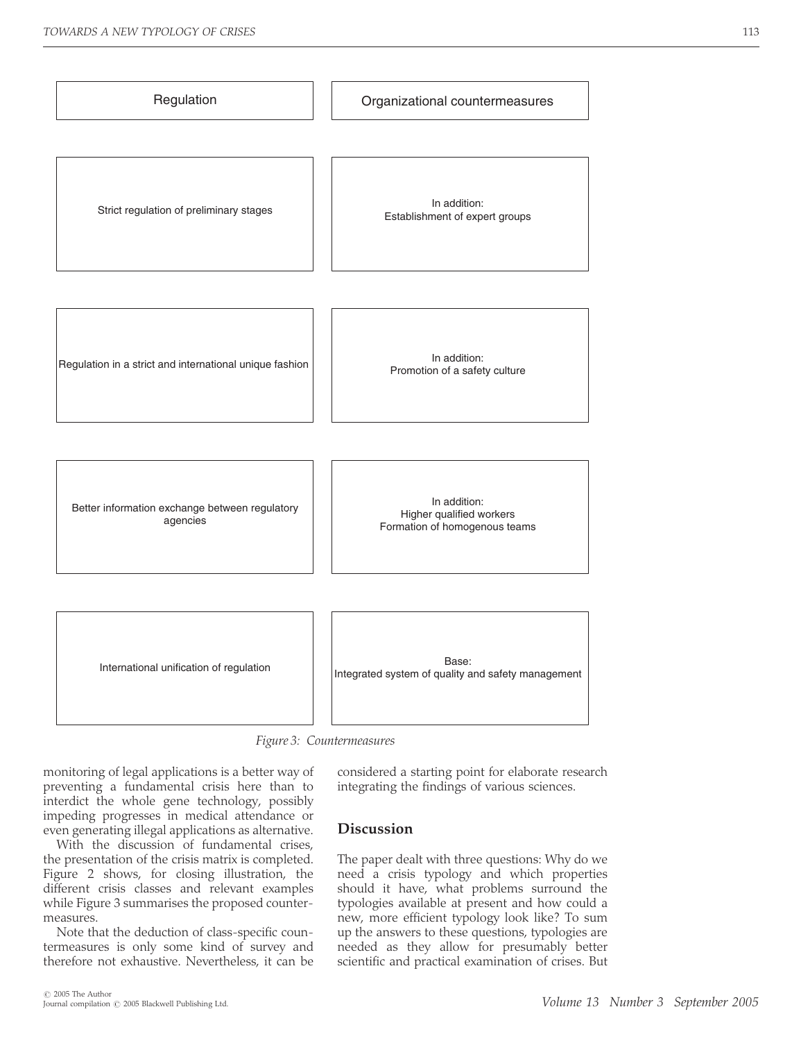| Regulation | Organizational countermeasures |
| --- | --- |
| Strict regulation of preliminary stages | In addition: Establishment of expert groups |
| Regulation in a strict and international unique fashion | In addition: Promotion of a safety culture |
| Better information exchange between regulatory agencies | In addition: Higher qualified workers Formation of homogenous teams |
| International unification of regulation | Base: Integrated system of quality and safety management |

*Figure 3: Countermeasures*

monitoring of legal applications is a better way of preventing a fundamental crisis here than to interdict the whole gene technology, possibly impeding progresses in medical attendance or even generating illegal applications as alternative.

With the discussion of fundamental crises, the presentation of the crisis matrix is completed. Figure 2 shows, for closing illustration, the different crisis classes and relevant examples while Figure 3 summarises the proposed countermeasures.

Note that the deduction of class-specific countermeasures is only some kind of survey and therefore not exhaustive. Nevertheless, it can be considered a starting point for elaborate research integrating the findings of various sciences.

## Discussion

The paper dealt with three questions: Why do we need a crisis typology and which properties should it have, what problems surround the typologies available at present and how could a new, more efficient typology look like? To sum up the answers to these questions, typologies are needed as they allow for presumably better scientific and practical examination of crises. But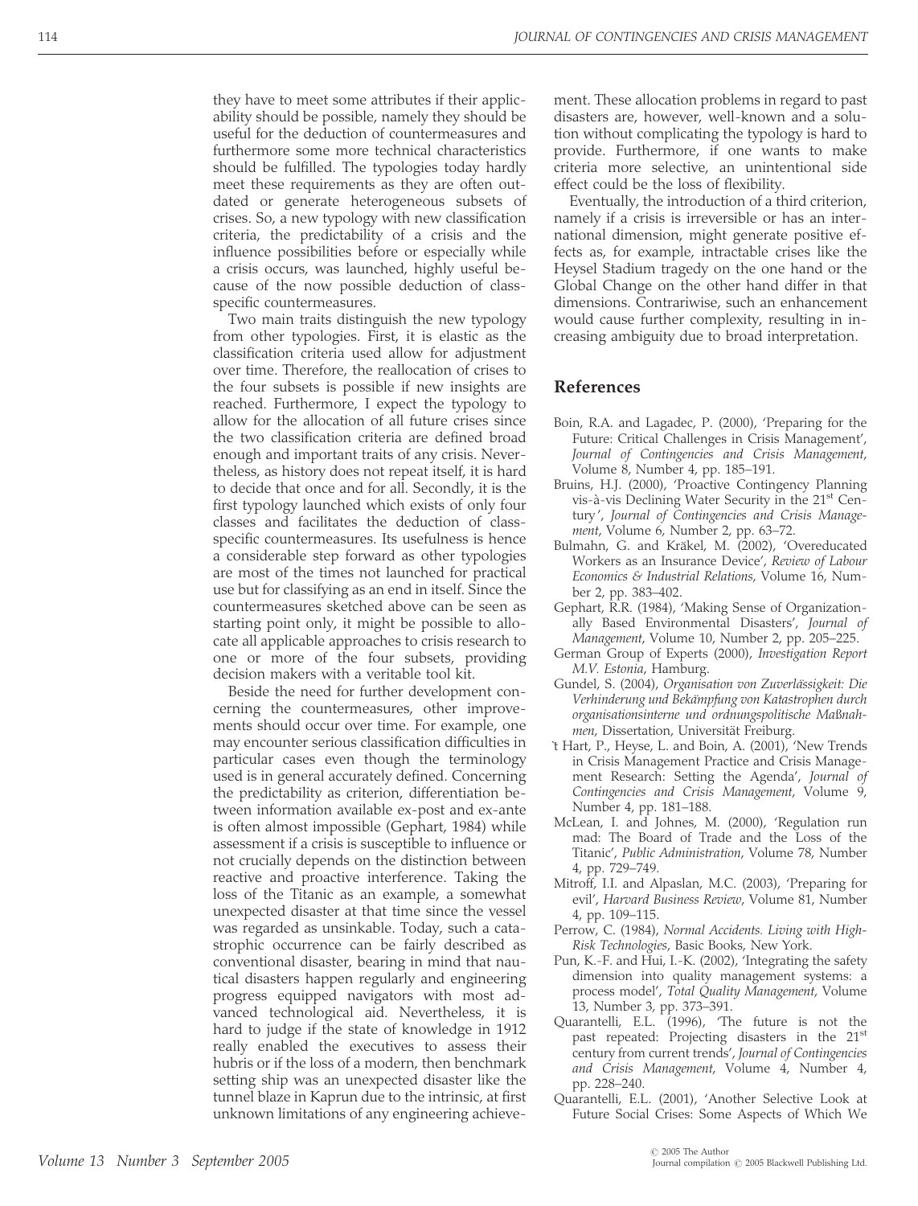they have to meet some attributes if their applicability should be possible, namely they should be useful for the deduction of countermeasures and furthermore some more technical characteristics should be fulfilled. The typologies today hardly meet these requirements as they are often outdated or generate heterogeneous subsets of crises. So, a new typology with new classification criteria, the predictability of a crisis and the influence possibilities before or especially while a crisis occurs, was launched, highly useful because of the now possible deduction of class-specific countermeasures.

Two main traits distinguish the new typology from other typologies. First, it is elastic as the classification criteria used allow for adjustment over time. Therefore, the reallocation of crises to the four subsets is possible if new insights are reached. Furthermore, I expect the typology to allow for the allocation of all future crises since the two classification criteria are defined broad enough and important traits of any crisis. Nevertheless, as history does not repeat itself, it is hard to decide that once and for all. Secondly, it is the first typology launched which exists of only four classes and facilitates the deduction of class-specific countermeasures. Its usefulness is hence a considerable step forward as other typologies are most of the times not launched for practical use but for classifying as an end in itself. Since the countermeasures sketched above can be seen as starting point only, it might be possible to allocate all applicable approaches to crisis research to one or more of the four subsets, providing decision makers with a veritable tool kit.

Beside the need for further development concerning the countermeasures, other improvements should occur over time. For example, one may encounter serious classification difficulties in particular cases even though the terminology used is in general accurately defined. Concerning the predictability as criterion, differentiation between information available ex-post and ex-ante is often almost impossible (Gephart, 1984) while assessment if a crisis is susceptible to influence or not crucially depends on the distinction between reactive and proactive interference. Taking the loss of the Titanic as an example, a somewhat unexpected disaster at that time since the vessel was regarded as unsinkable. Today, such a catastrophic occurrence can be fairly described as conventional disaster, bearing in mind that nautical disasters happen regularly and engineering progress equipped navigators with most advanced technological aid. Nevertheless, it is hard to judge if the state of knowledge in 1912 really enabled the executives to assess their hubris or if the loss of a modern, then benchmark setting ship was an unexpected disaster like the tunnel blaze in Kaprun due to the intrinsic, at first unknown limitations of any engineering achievement. These allocation problems in regard to past disasters are, however, well-known and a solution without complicating the typology is hard to provide. Furthermore, if one wants to make criteria more selective, an unintentional side effect could be the loss of flexibility.

Eventually, the introduction of a third criterion, namely if a crisis is irreversible or has an international dimension, might generate positive effects as, for example, intractable crises like the Heysel Stadium tragedy on the one hand or the Global Change on the other hand differ in that dimensions. Contrariwise, such an enhancement would cause further complexity, resulting in increasing ambiguity due to broad interpretation.

## References

Boin, R.A. and Lagadec, P. (2000), 'Preparing for the Future: Critical Challenges in Crisis Management', *Journal of Contingencies and Crisis Management*, Volume 8, Number 4, pp. 185–191.

Bruins, H.J. (2000), 'Proactive Contingency Planning vis-à-vis Declining Water Security in the 21st Century', *Journal of Contingencies and Crisis Management*, Volume 6, Number 2, pp. 63–72.

Bulmahn, G. and Kräkel, M. (2002), 'Overeducated Workers as an Insurance Device', *Review of Labour Economics & Industrial Relations*, Volume 16, Number 2, pp. 383–402.

Gephart, R.R. (1984), 'Making Sense of Organizationally Based Environmental Disasters', *Journal of Management*, Volume 10, Number 2, pp. 205–225.

German Group of Experts (2000), *Investigation Report M.V. Estonia*, Hamburg.

Gundel, S. (2004), *Organisation von Zuverlässigkeit: Die Verhinderung und Bekämpfung von Katastrophen durch organisationsinterne und ordnungspolitische Maßnahmen*, Dissertation, Universität Freiburg.

't Hart, P., Heyse, L. and Boin, A. (2001), 'New Trends in Crisis Management Practice and Crisis Management Research: Setting the Agenda', *Journal of Contingencies and Crisis Management*, Volume 9, Number 4, pp. 181–188.

McLean, I. and Johnes, M. (2000), 'Regulation run mad: The Board of Trade and the Loss of the Titanic', *Public Administration*, Volume 78, Number 4, pp. 729–749.

Mitroff, I.I. and Alpaslan, M.C. (2003), 'Preparing for evil', *Harvard Business Review*, Volume 81, Number 4, pp. 109–115.

Perrow, C. (1984), *Normal Accidents. Living with High-Risk Technologies*, Basic Books, New York.

Pun, K.-F. and Hui, I.-K. (2002), 'Integrating the safety dimension into quality management systems: a process model', *Total Quality Management*, Volume 13, Number 3, pp. 373–391.

Quarantelli, E.L. (1996), 'The future is not the past repeated: Projecting disasters in the 21st century from current trends', *Journal of Contingencies and Crisis Management*, Volume 4, Number 4, pp. 228–240.

Quarantelli, E.L. (2001), 'Another Selective Look at Future Social Crises: Some Aspects of Which We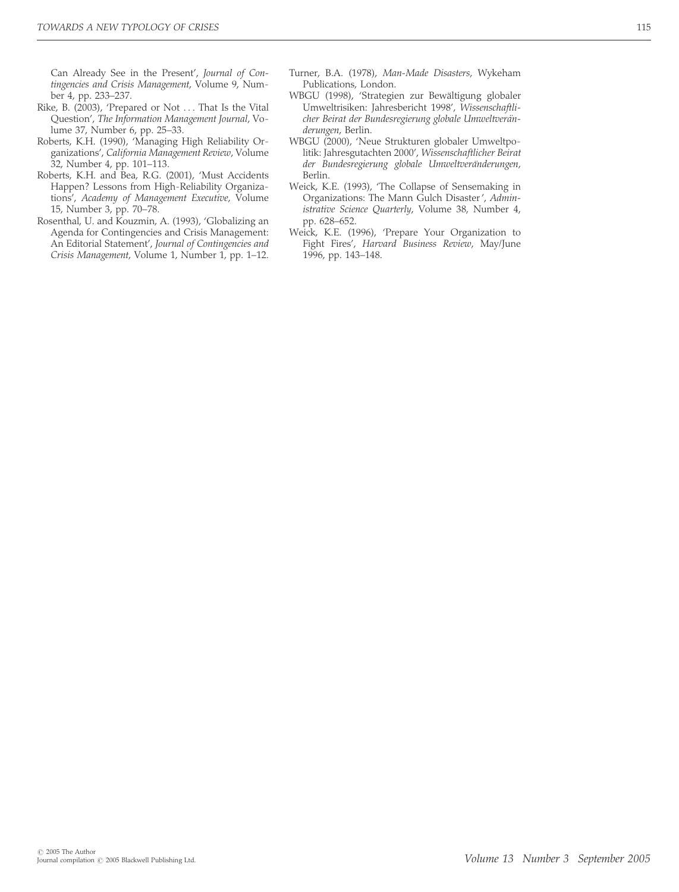Can Already See in the Present', *Journal of Contingencies and Crisis Management*, Volume 9, Number 4, pp. 233–237.

Rike, B. (2003), 'Prepared or Not . . . That Is the Vital Question', *The Information Management Journal*, Volume 37, Number 6, pp. 25–33.

Roberts, K.H. (1990), 'Managing High Reliability Organizations', *California Management Review*, Volume 32, Number 4, pp. 101–113.

Roberts, K.H. and Bea, R.G. (2001), 'Must Accidents Happen? Lessons from High-Reliability Organizations', *Academy of Management Executive*, Volume 15, Number 3, pp. 70–78.

Rosenthal, U. and Kouzmin, A. (1993), 'Globalizing an Agenda for Contingencies and Crisis Management: An Editorial Statement', *Journal of Contingencies and Crisis Management*, Volume 1, Number 1, pp. 1–12.

Turner, B.A. (1978), *Man-Made Disasters*, Wykeham Publications, London.

WBGU (1998), 'Strategien zur Bewältigung globaler Umweltrisiken: Jahresbericht 1998', *Wissenschaftlicher Beirat der Bundesregierung globale Umweltveränderungen*, Berlin.

WBGU (2000), 'Neue Strukturen globaler Umweltpolitik: Jahresgutachten 2000', *Wissenschaftlicher Beirat der Bundesregierung globale Umweltveränderungen*, Berlin.

Weick, K.E. (1993), 'The Collapse of Sensemaking in Organizations: The Mann Gulch Disaster', *Administrative Science Quarterly*, Volume 38, Number 4, pp. 628–652.

Weick, K.E. (1996), 'Prepare Your Organization to Fight Fires', *Harvard Business Review*, May/June 1996, pp. 143–148.